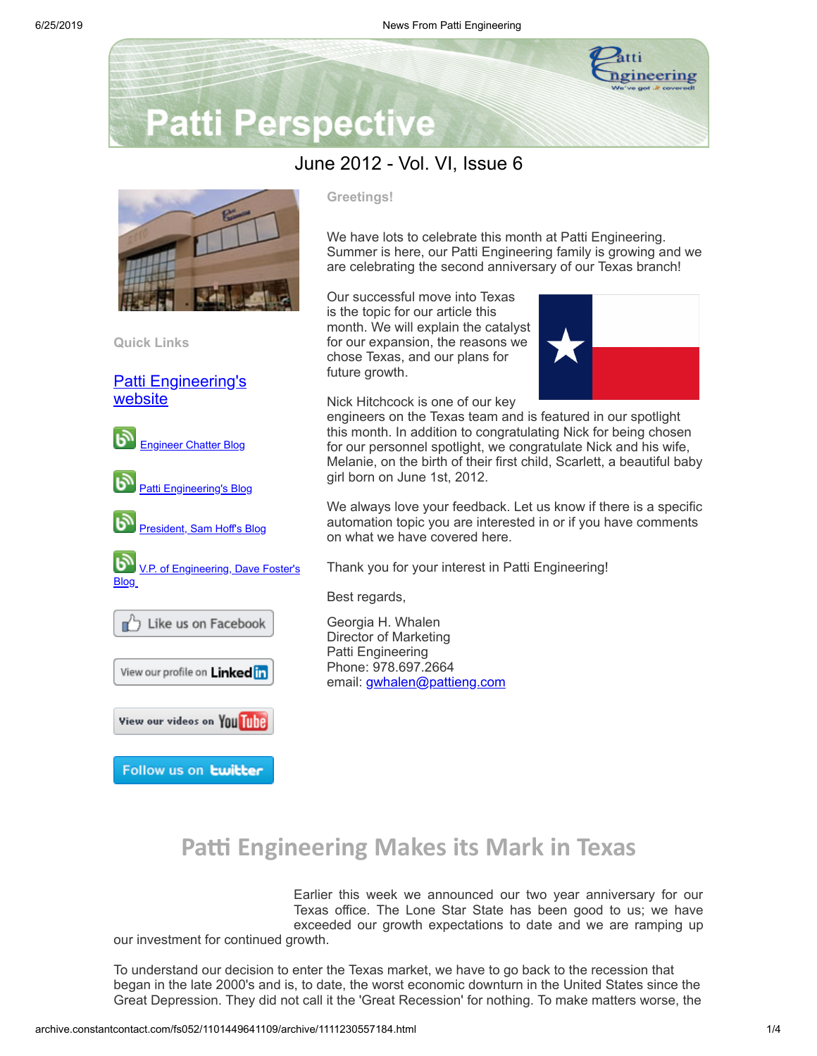# Patti Perspective

June 2012 - Vol. VI, Issue 6

**Quick Links**

[Patti Engineering's website]

[Engineer Chatter Blog]

[Patti Engineering's Blog]

[President, Sam Hoff's Blog]

[V.P. of Engineering, Dave Foster's Blog]

Like us on Facebook

View our profile on LinkedIn

View our videos on YouTube

Follow us on twitter

**Greetings!**

We have lots to celebrate this month at Patti Engineering. Summer is here, our Patti Engineering family is growing and we are celebrating the second anniversary of our Texas branch!

Our successful move into Texas is the topic for our article this month. We will explain the catalyst for our expansion, the reasons we chose Texas, and our plans for future growth.

Nick Hitchcock is one of our key engineers on the Texas team and is featured in our spotlight this month. In addition to congratulating Nick for being chosen for our personnel spotlight, we congratulate Nick and his wife, Melanie, on the birth of their first child, Scarlett, a beautiful baby girl born on June 1st, 2012.

We always love your feedback. Let us know if there is a specific automation topic you are interested in or if you have comments on what we have covered here.

Thank you for your interest in Patti Engineering!

Best regards,

Georgia H. Whalen
Director of Marketing
Patti Engineering
Phone: 978.697.2664
email: gwhalen@pattieng.com

## Patti Engineering Makes its Mark in Texas

Earlier this week we announced our two year anniversary for our Texas office. The Lone Star State has been good to us; we have exceeded our growth expectations to date and we are ramping up our investment for continued growth.

To understand our decision to enter the Texas market, we have to go back to the recession that began in the late 2000's and is, to date, the worst economic downturn in the United States since the Great Depression. They did not call it the 'Great Recession' for nothing. To make matters worse, the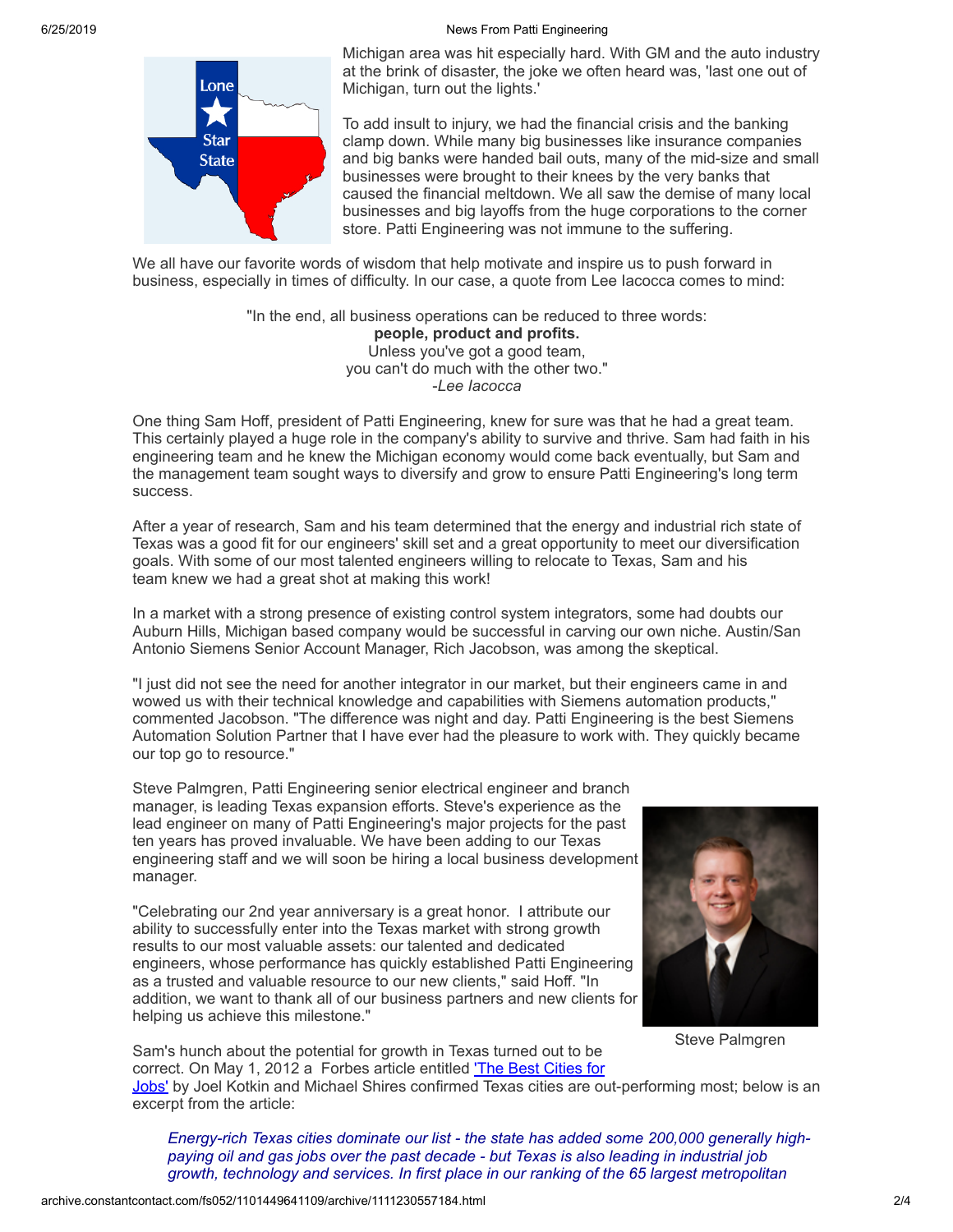Michigan area was hit especially hard. With GM and the auto industry at the brink of disaster, the joke we often heard was, 'last one out of Michigan, turn out the lights.'

To add insult to injury, we had the financial crisis and the banking clamp down. While many big businesses like insurance companies and big banks were handed bail outs, many of the mid-size and small businesses were brought to their knees by the very banks that caused the financial meltdown. We all saw the demise of many local businesses and big layoffs from the huge corporations to the corner store. Patti Engineering was not immune to the suffering.

We all have our favorite words of wisdom that help motivate and inspire us to push forward in business, especially in times of difficulty. In our case, a quote from Lee Iacocca comes to mind:

"In the end, all business operations can be reduced to three words:
**people, product and profits.**
Unless you've got a good team,
you can't do much with the other two."
*-Lee Iacocca*

One thing Sam Hoff, president of Patti Engineering, knew for sure was that he had a great team. This certainly played a huge role in the company's ability to survive and thrive. Sam had faith in his engineering team and he knew the Michigan economy would come back eventually, but Sam and the management team sought ways to diversify and grow to ensure Patti Engineering's long term success.

After a year of research, Sam and his team determined that the energy and industrial rich state of Texas was a good fit for our engineers' skill set and a great opportunity to meet our diversification goals. With some of our most talented engineers willing to relocate to Texas, Sam and his team knew we had a great shot at making this work!

In a market with a strong presence of existing control system integrators, some had doubts our Auburn Hills, Michigan based company would be successful in carving our own niche. Austin/San Antonio Siemens Senior Account Manager, Rich Jacobson, was among the skeptical.

"I just did not see the need for another integrator in our market, but their engineers came in and wowed us with their technical knowledge and capabilities with Siemens automation products," commented Jacobson. "The difference was night and day. Patti Engineering is the best Siemens Automation Solution Partner that I have ever had the pleasure to work with. They quickly became our top go to resource."

Steve Palmgren, Patti Engineering senior electrical engineer and branch manager, is leading Texas expansion efforts. Steve's experience as the lead engineer on many of Patti Engineering's major projects for the past ten years has proved invaluable. We have been adding to our Texas engineering staff and we will soon be hiring a local business development manager.

"Celebrating our 2nd year anniversary is a great honor. I attribute our ability to successfully enter into the Texas market with strong growth results to our most valuable assets: our talented and dedicated engineers, whose performance has quickly established Patti Engineering as a trusted and valuable resource to our new clients," said Hoff. "In addition, we want to thank all of our business partners and new clients for helping us achieve this milestone."

Steve Palmgren

Sam's hunch about the potential for growth in Texas turned out to be correct. On May 1, 2012 a Forbes article entitled ['The Best Cities for Jobs'] by Joel Kotkin and Michael Shires confirmed Texas cities are out-performing most; below is an excerpt from the article:

> *Energy-rich Texas cities dominate our list - the state has added some 200,000 generally high-paying oil and gas jobs over the past decade - but Texas is also leading in industrial job growth, technology and services. In first place in our ranking of the 65 largest metropolitan*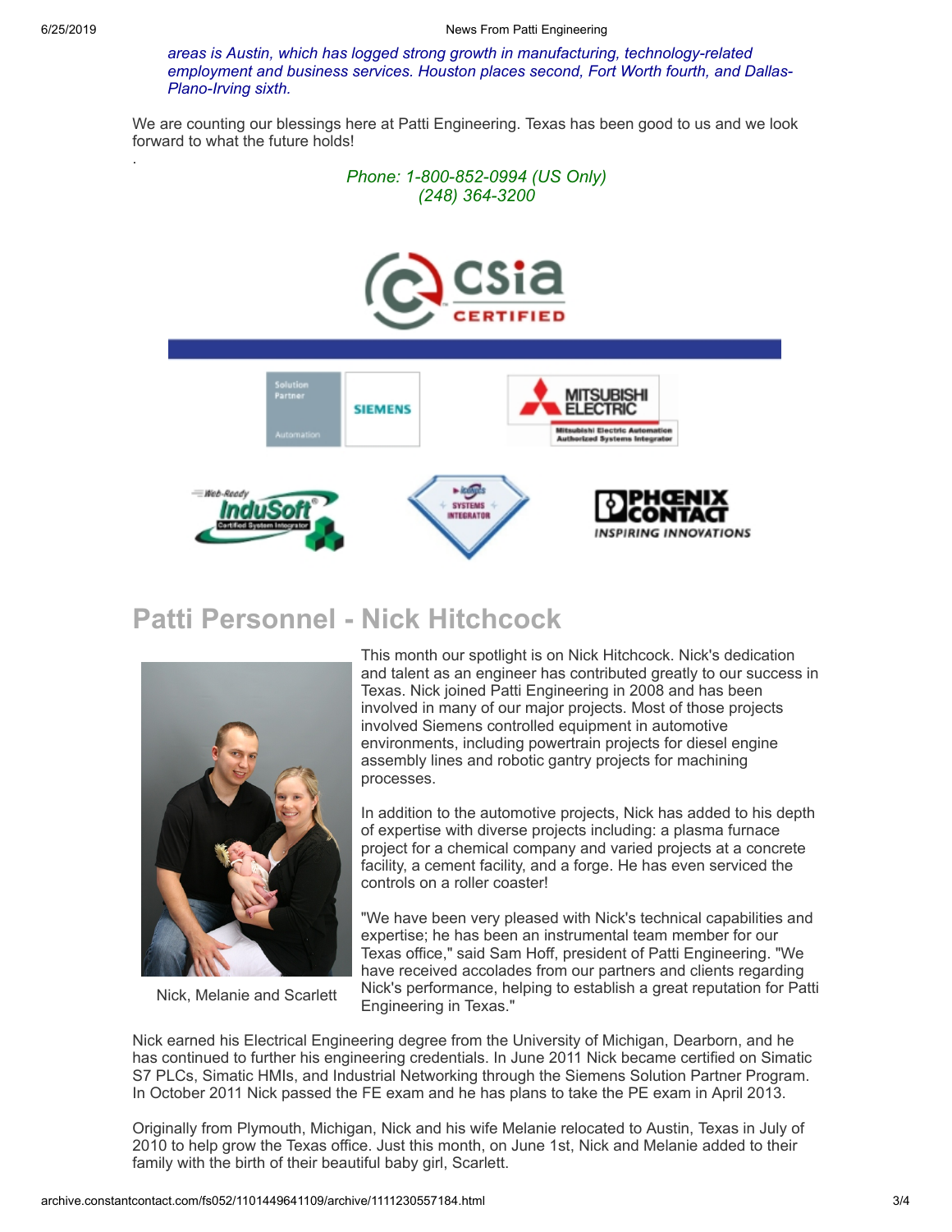*areas is Austin, which has logged strong growth in manufacturing, technology-related employment and business services. Houston places second, Fort Worth fourth, and Dallas-Plano-Irving sixth.*

We are counting our blessings here at Patti Engineering. Texas has been good to us and we look forward to what the future holds!

.

*Phone: 1-800-852-0994 (US Only)*
*(248) 364-3200*

## Patti Personnel - Nick Hitchcock

This month our spotlight is on Nick Hitchcock. Nick's dedication and talent as an engineer has contributed greatly to our success in Texas. Nick joined Patti Engineering in 2008 and has been involved in many of our major projects. Most of those projects involved Siemens controlled equipment in automotive environments, including powertrain projects for diesel engine assembly lines and robotic gantry projects for machining processes.

In addition to the automotive projects, Nick has added to his depth of expertise with diverse projects including: a plasma furnace project for a chemical company and varied projects at a concrete facility, a cement facility, and a forge. He has even serviced the controls on a roller coaster!

"We have been very pleased with Nick's technical capabilities and expertise; he has been an instrumental team member for our Texas office," said Sam Hoff, president of Patti Engineering. "We have received accolades from our partners and clients regarding Nick's performance, helping to establish a great reputation for Patti Engineering in Texas."

Nick, Melanie and Scarlett

Nick earned his Electrical Engineering degree from the University of Michigan, Dearborn, and he has continued to further his engineering credentials. In June 2011 Nick became certified on Simatic S7 PLCs, Simatic HMIs, and Industrial Networking through the Siemens Solution Partner Program. In October 2011 Nick passed the FE exam and he has plans to take the PE exam in April 2013.

Originally from Plymouth, Michigan, Nick and his wife Melanie relocated to Austin, Texas in July of 2010 to help grow the Texas office. Just this month, on June 1st, Nick and Melanie added to their family with the birth of their beautiful baby girl, Scarlett.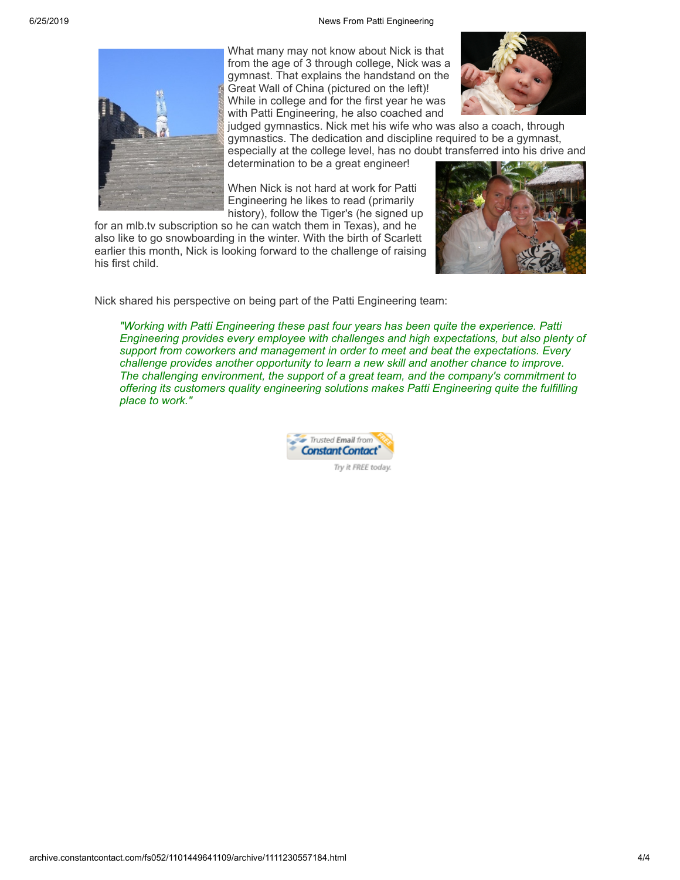What many may not know about Nick is that from the age of 3 through college, Nick was a gymnast. That explains the handstand on the Great Wall of China (pictured on the left)! While in college and for the first year he was with Patti Engineering, he also coached and judged gymnastics. Nick met his wife who was also a coach, through gymnastics. The dedication and discipline required to be a gymnast, especially at the college level, has no doubt transferred into his drive and determination to be a great engineer!

When Nick is not hard at work for Patti Engineering he likes to read (primarily history), follow the Tiger's (he signed up for an mlb.tv subscription so he can watch them in Texas), and he also like to go snowboarding in the winter. With the birth of Scarlett earlier this month, Nick is looking forward to the challenge of raising his first child.

Nick shared his perspective on being part of the Patti Engineering team:

> *"Working with Patti Engineering these past four years has been quite the experience. Patti Engineering provides every employee with challenges and high expectations, but also plenty of support from coworkers and management in order to meet and beat the expectations. Every challenge provides another opportunity to learn a new skill and another chance to improve. The challenging environment, the support of a great team, and the company's commitment to offering its customers quality engineering solutions makes Patti Engineering quite the fulfilling place to work."*

Trusted Email from Constant Contact

Try it FREE today.